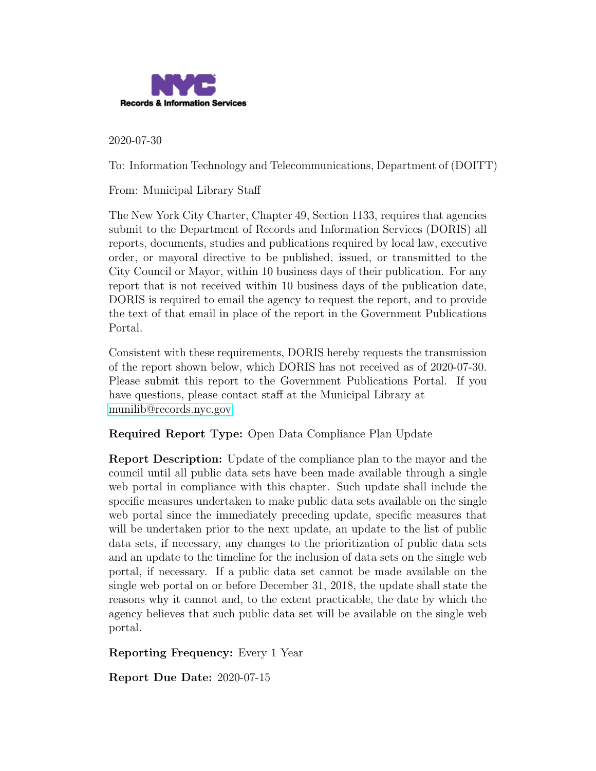NYC Records & Information Services

2020-07-30

To: Information Technology and Telecommunications, Department of (DOITT)

From: Municipal Library Staff

The New York City Charter, Chapter 49, Section 1133, requires that agencies submit to the Department of Records and Information Services (DORIS) all reports, documents, studies and publications required by local law, executive order, or mayoral directive to be published, issued, or transmitted to the City Council or Mayor, within 10 business days of their publication. For any report that is not received within 10 business days of the publication date, DORIS is required to email the agency to request the report, and to provide the text of that email in place of the report in the Government Publications Portal.

Consistent with these requirements, DORIS hereby requests the transmission of the report shown below, which DORIS has not received as of 2020-07-30. Please submit this report to the Government Publications Portal. If you have questions, please contact staff at the Municipal Library at munilib@records.nyc.gov.

**Required Report Type:** Open Data Compliance Plan Update

**Report Description:** Update of the compliance plan to the mayor and the council until all public data sets have been made available through a single web portal in compliance with this chapter. Such update shall include the specific measures undertaken to make public data sets available on the single web portal since the immediately preceding update, specific measures that will be undertaken prior to the next update, an update to the list of public data sets, if necessary, any changes to the prioritization of public data sets and an update to the timeline for the inclusion of data sets on the single web portal, if necessary. If a public data set cannot be made available on the single web portal on or before December 31, 2018, the update shall state the reasons why it cannot and, to the extent practicable, the date by which the agency believes that such public data set will be available on the single web portal.

**Reporting Frequency:** Every 1 Year

**Report Due Date:** 2020-07-15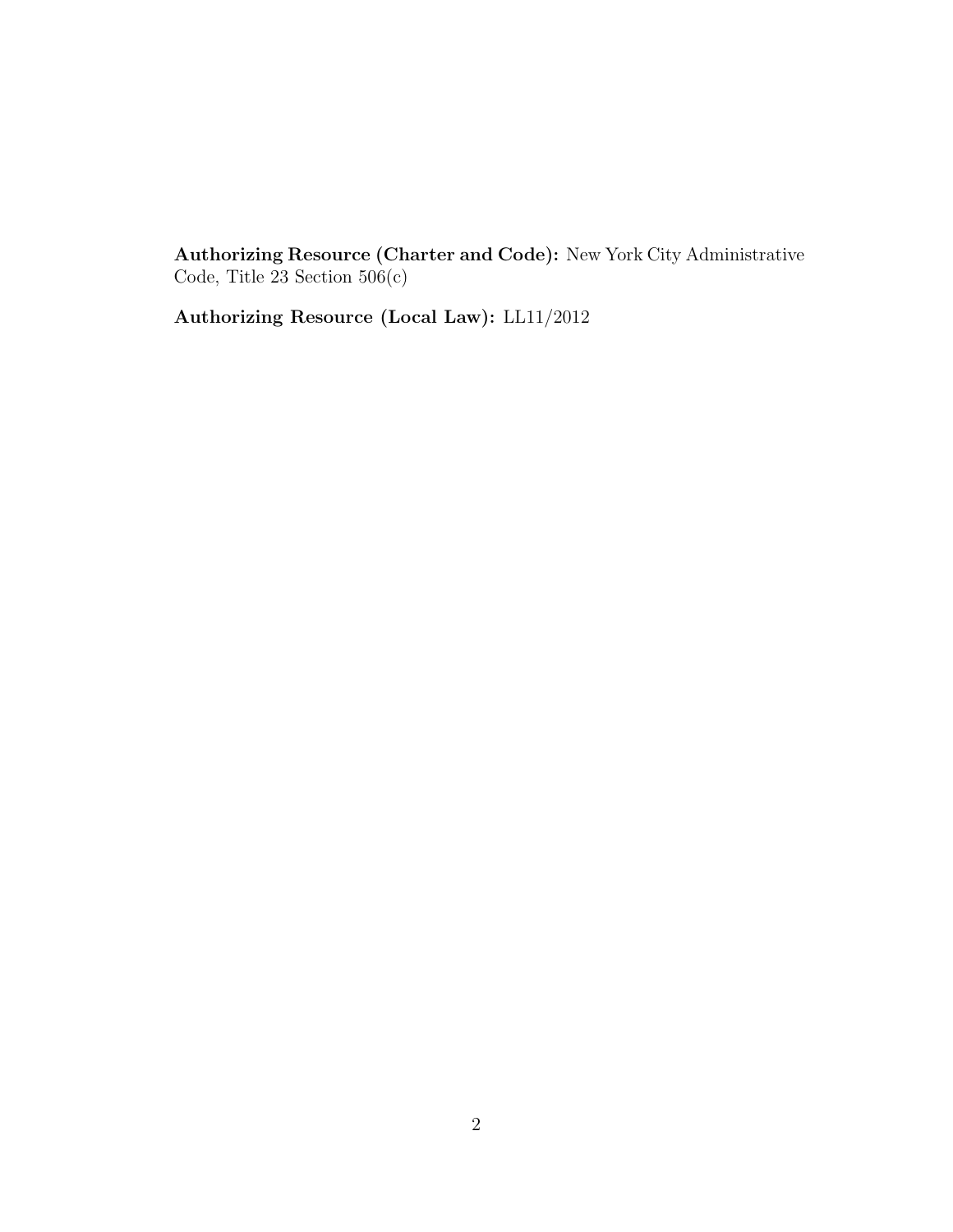**Authorizing Resource (Charter and Code):** New York City Administrative Code, Title 23 Section 506(c)

**Authorizing Resource (Local Law):** LL11/2012